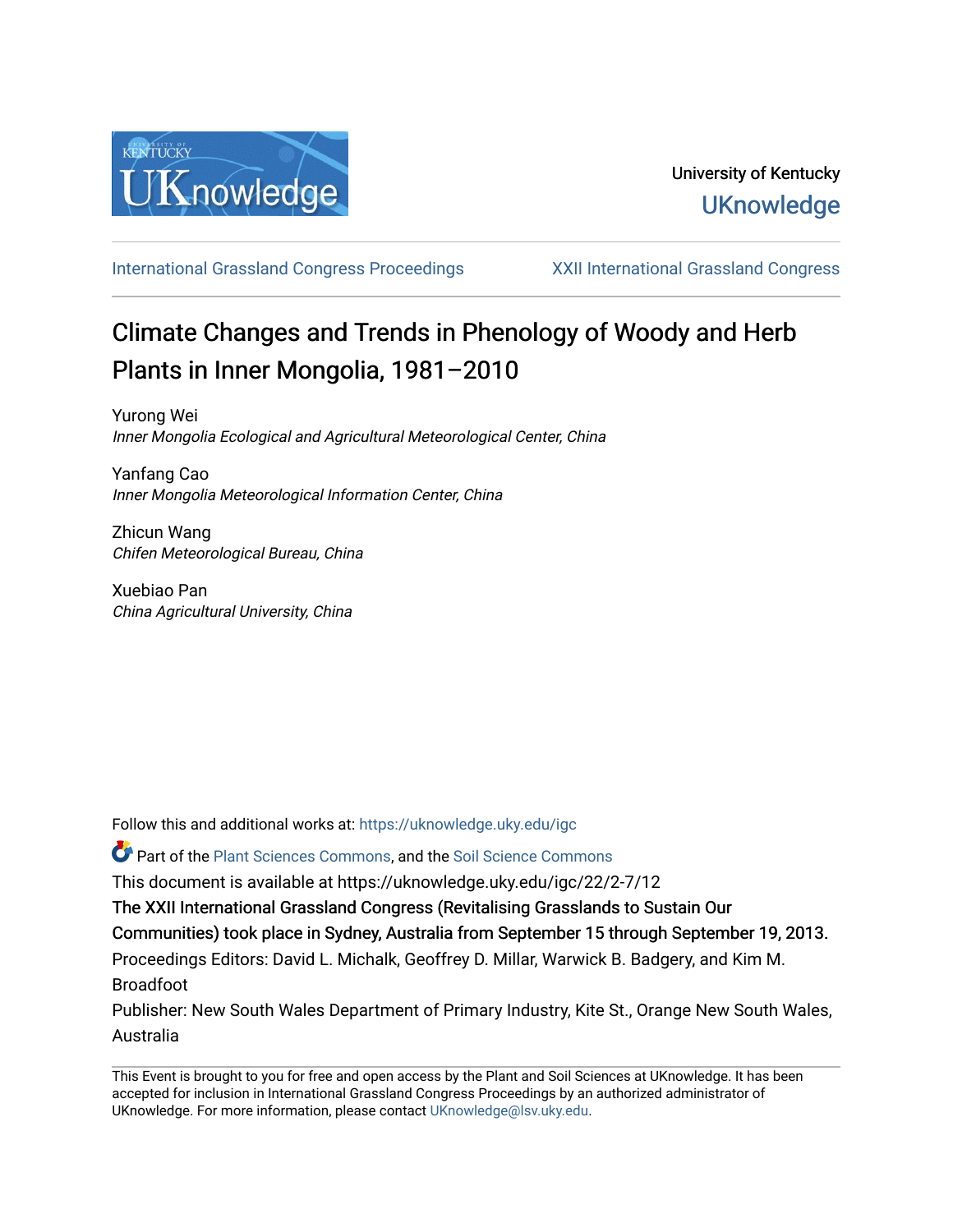University of Kentucky

UKnowledge

International Grassland Congress Proceedings

XXII International Grassland Congress

# Climate Changes and Trends in Phenology of Woody and Herb Plants in Inner Mongolia, 1981–2010

Yurong Wei
*Inner Mongolia Ecological and Agricultural Meteorological Center, China*

Yanfang Cao
*Inner Mongolia Meteorological Information Center, China*

Zhicun Wang
*Chifen Meteorological Bureau, China*

Xuebiao Pan
*China Agricultural University, China*

Follow this and additional works at: https://uknowledge.uky.edu/igc

Part of the Plant Sciences Commons, and the Soil Science Commons

This document is available at https://uknowledge.uky.edu/igc/22/2-7/12

The XXII International Grassland Congress (Revitalising Grasslands to Sustain Our Communities) took place in Sydney, Australia from September 15 through September 19, 2013.

Proceedings Editors: David L. Michalk, Geoffrey D. Millar, Warwick B. Badgery, and Kim M. Broadfoot

Publisher: New South Wales Department of Primary Industry, Kite St., Orange New South Wales, Australia

This Event is brought to you for free and open access by the Plant and Soil Sciences at UKnowledge. It has been accepted for inclusion in International Grassland Congress Proceedings by an authorized administrator of UKnowledge. For more information, please contact UKnowledge@lsv.uky.edu.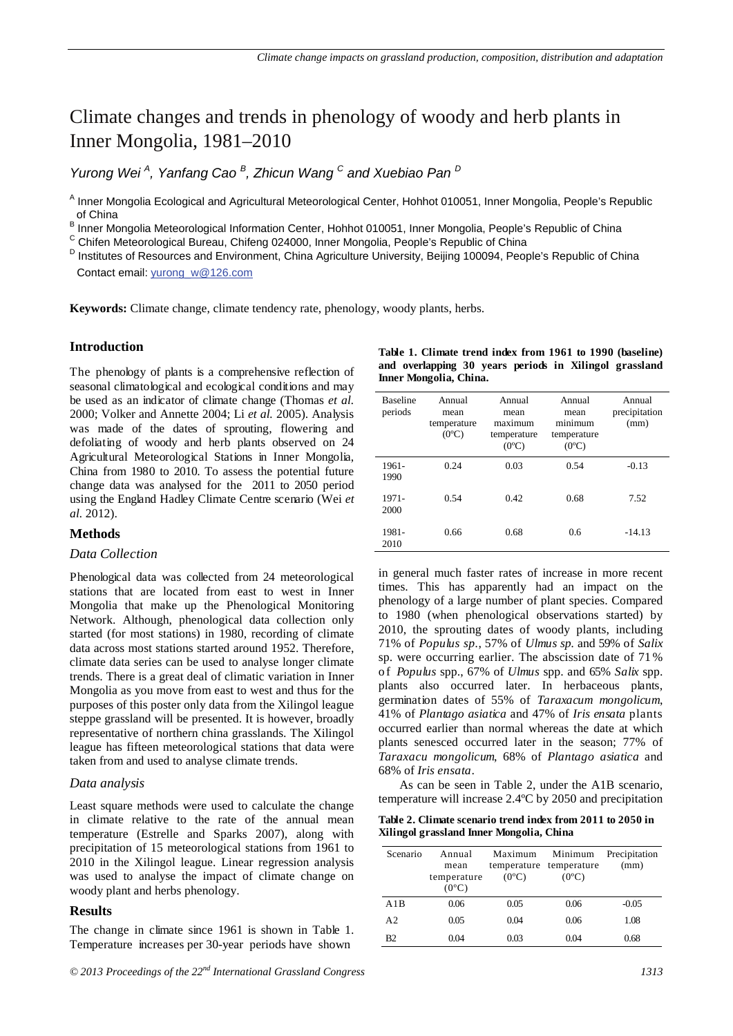# Climate changes and trends in phenology of woody and herb plants in Inner Mongolia, 1981–2010

*Yurong Wei* [A], *Yanfang Cao* [B], *Zhicun Wang* [C] *and Xuebiao Pan* [D]

[A] Inner Mongolia Ecological and Agricultural Meteorological Center, Hohhot 010051, Inner Mongolia, People's Republic of China
[B] Inner Mongolia Meteorological Information Center, Hohhot 010051, Inner Mongolia, People's Republic of China
[C] Chifen Meteorological Bureau, Chifeng 024000, Inner Mongolia, People's Republic of China
[D] Institutes of Resources and Environment, China Agriculture University, Beijing 100094, People's Republic of China
Contact email: yurong_w@126.com

**Keywords:** Climate change, climate tendency rate, phenology, woody plants, herbs.

## Introduction

The phenology of plants is a comprehensive reflection of seasonal climatological and ecological conditions and may be used as an indicator of climate change (Thomas *et al.* 2000; Volker and Annette 2004; Li *et al.* 2005). Analysis was made of the dates of sprouting, flowering and defoliating of woody and herb plants observed on 24 Agricultural Meteorological Stations in Inner Mongolia, China from 1980 to 2010. To assess the potential future change data was analysed for the 2011 to 2050 period using the England Hadley Climate Centre scenario (Wei *et al.* 2012).

## Methods

### Data Collection

Phenological data was collected from 24 meteorological stations that are located from east to west in Inner Mongolia that make up the Phenological Monitoring Network. Although, phenological data collection only started (for most stations) in 1980, recording of climate data across most stations started around 1952. Therefore, climate data series can be used to analyse longer climate trends. There is a great deal of climatic variation in Inner Mongolia as you move from east to west and thus for the purposes of this poster only data from the Xilingol league steppe grassland will be presented. It is however, broadly representative of northern china grasslands. The Xilingol league has fifteen meteorological stations that data were taken from and used to analyse climate trends.

### Data analysis

Least square methods were used to calculate the change in climate relative to the rate of the annual mean temperature (Estrelle and Sparks 2007), along with precipitation of 15 meteorological stations from 1961 to 2010 in the Xilingol league. Linear regression analysis was used to analyse the impact of climate change on woody plant and herbs phenology.

## Results

The change in climate since 1961 is shown in Table 1. Temperature increases per 30-year periods have shown in general much faster rates of increase in more recent times. This has apparently had an impact on the phenology of a large number of plant species. Compared to 1980 (when phenological observations started) by 2010, the sprouting dates of woody plants, including 71% of *Populus sp.*, 57% of *Ulmus sp.* and 59% of *Salix* sp. were occurring earlier. The abscission date of 71% of *Populus* spp., 67% of *Ulmus* spp. and 65% *Salix* spp. plants also occurred later. In herbaceous plants, germination dates of 55% of *Taraxacum mongolicum*, 41% of *Plantago asiatica* and 47% of *Iris ensata* plants occurred earlier than normal whereas the date at which plants senesced occurred later in the season; 77% of *Taraxacu mongolicum*, 68% of *Plantago asiatica* and 68% of *Iris ensata*.

**Table 1. Climate trend index from 1961 to 1990 (baseline) and overlapping 30 years periods in Xilingol grassland Inner Mongolia, China.**

| Baseline periods | Annual mean temperature (0ºC) | Annual mean maximum temperature (0ºC) | Annual mean minimum temperature (0ºC) | Annual precipitation (mm) |
|---|---|---|---|---|
| 1961-1990 | 0.24 | 0.03 | 0.54 | -0.13 |
| 1971-2000 | 0.54 | 0.42 | 0.68 | 7.52 |
| 1981-2010 | 0.66 | 0.68 | 0.6 | -14.13 |

As can be seen in Table 2, under the A1B scenario, temperature will increase 2.4ºC by 2050 and precipitation

**Table 2. Climate scenario trend index from 2011 to 2050 in Xilingol grassland Inner Mongolia, China**

| Scenario | Annual mean temperature (0ºC) | Maximum temperature (0ºC) | Minimum temperature (0ºC) | Precipitation (mm) |
|---|---|---|---|---|
| A1B | 0.06 | 0.05 | 0.06 | -0.05 |
| A2 | 0.05 | 0.04 | 0.06 | 1.08 |
| B2 | 0.04 | 0.03 | 0.04 | 0.68 |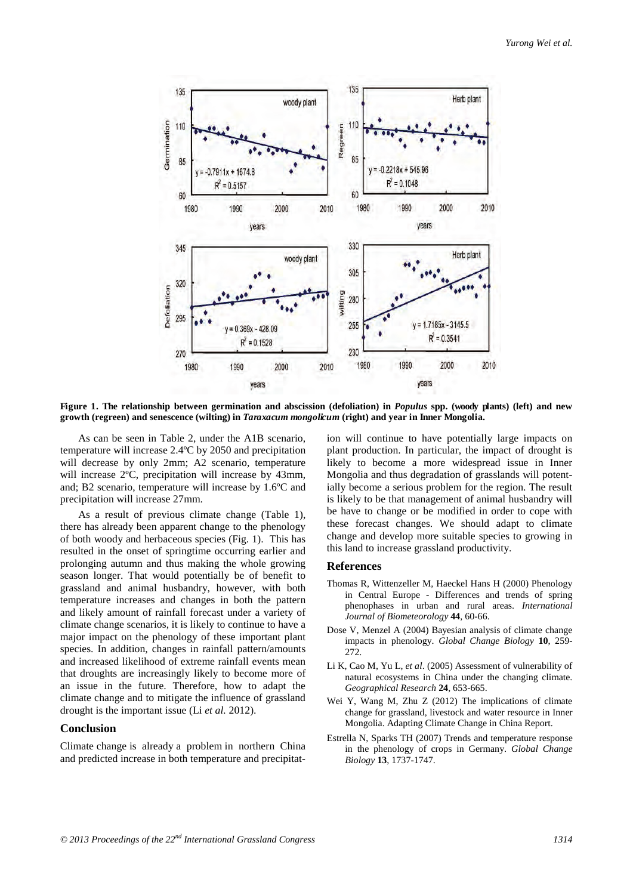woody plant

Germination

135

110

85

60

1980 1990 2000 2010

years

$y = -0.7911x + 1674.8$

$R^2 = 0.5157$

Herb plant

Regreen

135

110

85

60

1980 1990 2000 2010

years

$y = -0.2218x + 545.96$

$R^2 = 0.1048$

woody plant

Defoliation

345

320

295

270

1980 1990 2000 2010

years

$y = 0.369x - 428.09$

$R^2 = 0.1528$

Herb plant

wilting

330

305

280

255

230

1980 1990 2000 2010

years

$y = 1.7185x - 3145.5$

$R^2 = 0.3541$

**Figure 1. The relationship between germination and abscission (defoliation) in *Populus* spp. (woody plants) (left) and new growth (regreen) and senescence (wilting) in *Taraxacum mongolicum* (right) and year in Inner Mongolia.**

As can be seen in Table 2, under the A1B scenario, temperature will increase 2.4ºC by 2050 and precipitation will decrease by only 2mm; A2 scenario, temperature will increase 2ºC, precipitation will increase by 43mm, and; B2 scenario, temperature will increase by 1.6ºC and precipitation will increase 27mm.

As a result of previous climate change (Table 1), there has already been apparent change to the phenology of both woody and herbaceous species (Fig. 1). This has resulted in the onset of springtime occurring earlier and prolonging autumn and thus making the whole growing season longer. That would potentially be of benefit to grassland and animal husbandry, however, with both temperature increases and changes in both the pattern and likely amount of rainfall forecast under a variety of climate change scenarios, it is likely to continue to have a major impact on the phenology of these important plant species. In addition, changes in rainfall pattern/amounts and increased likelihood of extreme rainfall events mean that droughts are increasingly likely to become more of an issue in the future. Therefore, how to adapt the climate change and to mitigate the influence of grassland drought is the important issue (Li *et al.* 2012).

## Conclusion

Climate change is already a problem in northern China and predicted increase in both temperature and precipitation will continue to have potentially large impacts on plant production. In particular, the impact of drought is likely to become a more widespread issue in Inner Mongolia and thus degradation of grasslands will potentially become a serious problem for the region. The result is likely to be that management of animal husbandry will be have to change or be modified in order to cope with these forecast changes. We should adapt to climate change and develop more suitable species to growing in this land to increase grassland productivity.

## References

Thomas R, Wittenzeller M, Haeckel Hans H (2000) Phenology in Central Europe - Differences and trends of spring phenophases in urban and rural areas. *International Journal of Biometeorology* **44**, 60-66.

Dose V, Menzel A (2004) Bayesian analysis of climate change impacts in phenology. *Global Change Biology* **10**, 259-272.

Li K, Cao M, Yu L, *et al*. (2005) Assessment of vulnerability of natural ecosystems in China under the changing climate. *Geographical Research* **24**, 653-665.

Wei Y, Wang M, Zhu Z (2012) The implications of climate change for grassland, livestock and water resource in Inner Mongolia. Adapting Climate Change in China Report.

Estrella N, Sparks TH (2007) Trends and temperature response in the phenology of crops in Germany. *Global Change Biology* **13**, 1737-1747.